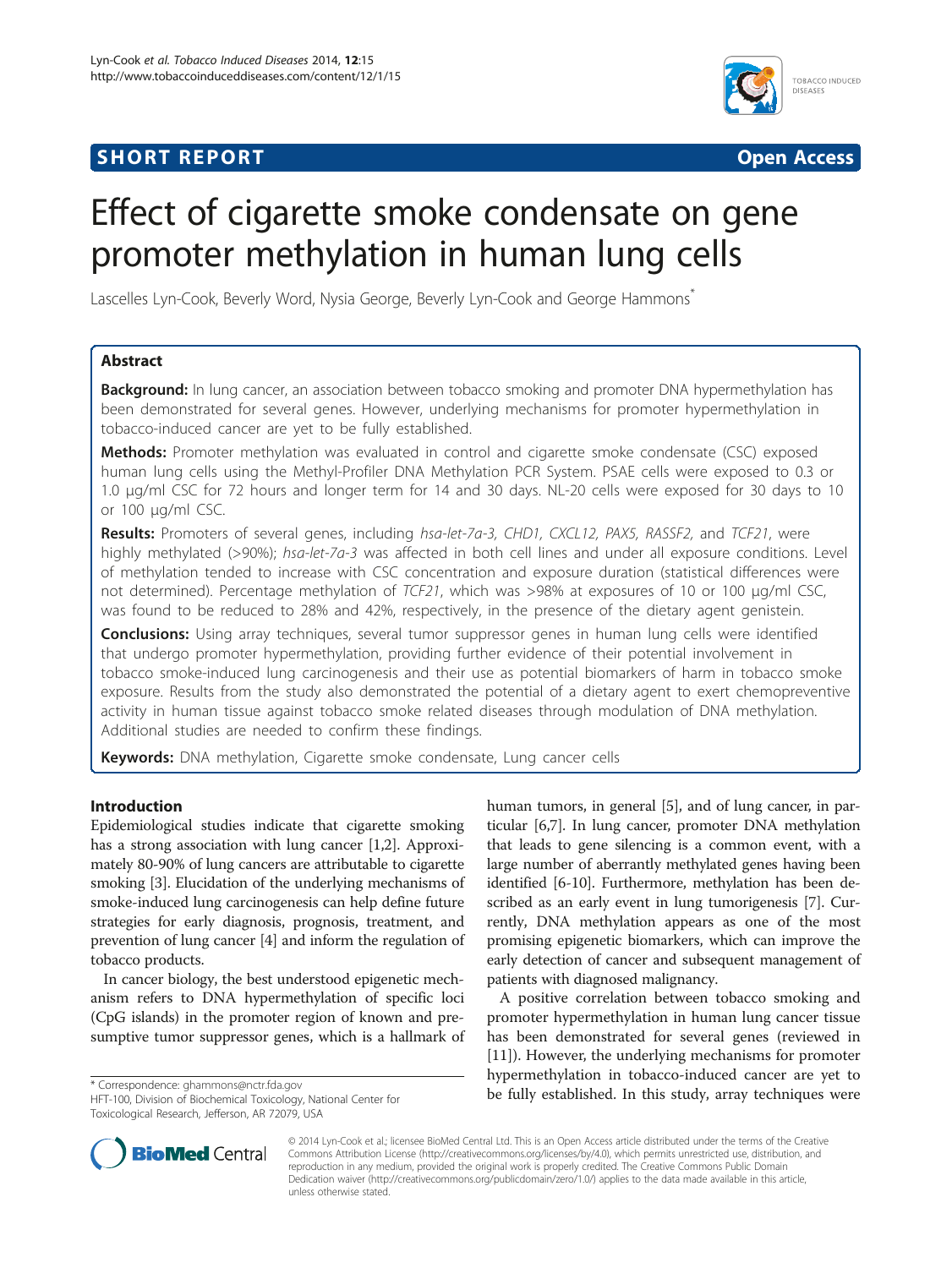**SHORT REPORT** **Open Access**

# Effect of cigarette smoke condensate on gene promoter methylation in human lung cells

Lascelles Lyn-Cook, Beverly Word, Nysia George, Beverly Lyn-Cook and George Hammons*

## Abstract

**Background:** In lung cancer, an association between tobacco smoking and promoter DNA hypermethylation has been demonstrated for several genes. However, underlying mechanisms for promoter hypermethylation in tobacco-induced cancer are yet to be fully established.

**Methods:** Promoter methylation was evaluated in control and cigarette smoke condensate (CSC) exposed human lung cells using the Methyl-Profiler DNA Methylation PCR System. PSAE cells were exposed to 0.3 or 1.0 μg/ml CSC for 72 hours and longer term for 14 and 30 days. NL-20 cells were exposed for 30 days to 10 or 100 μg/ml CSC.

**Results:** Promoters of several genes, including *hsa-let-7a-3, CHD1, CXCL12, PAX5, RASSF2,* and *TCF21*, were highly methylated (>90%); *hsa-let-7a-3* was affected in both cell lines and under all exposure conditions. Level of methylation tended to increase with CSC concentration and exposure duration (statistical differences were not determined). Percentage methylation of *TCF21*, which was >98% at exposures of 10 or 100 μg/ml CSC, was found to be reduced to 28% and 42%, respectively, in the presence of the dietary agent genistein.

**Conclusions:** Using array techniques, several tumor suppressor genes in human lung cells were identified that undergo promoter hypermethylation, providing further evidence of their potential involvement in tobacco smoke-induced lung carcinogenesis and their use as potential biomarkers of harm in tobacco smoke exposure. Results from the study also demonstrated the potential of a dietary agent to exert chemopreventive activity in human tissue against tobacco smoke related diseases through modulation of DNA methylation. Additional studies are needed to confirm these findings.

**Keywords:** DNA methylation, Cigarette smoke condensate, Lung cancer cells

## Introduction

Epidemiological studies indicate that cigarette smoking has a strong association with lung cancer [1,2]. Approximately 80-90% of lung cancers are attributable to cigarette smoking [3]. Elucidation of the underlying mechanisms of smoke-induced lung carcinogenesis can help define future strategies for early diagnosis, prognosis, treatment, and prevention of lung cancer [4] and inform the regulation of tobacco products.

In cancer biology, the best understood epigenetic mechanism refers to DNA hypermethylation of specific loci (CpG islands) in the promoter region of known and presumptive tumor suppressor genes, which is a hallmark of human tumors, in general [5], and of lung cancer, in particular [6,7]. In lung cancer, promoter DNA methylation that leads to gene silencing is a common event, with a large number of aberrantly methylated genes having been identified [6-10]. Furthermore, methylation has been described as an early event in lung tumorigenesis [7]. Currently, DNA methylation appears as one of the most promising epigenetic biomarkers, which can improve the early detection of cancer and subsequent management of patients with diagnosed malignancy.

A positive correlation between tobacco smoking and promoter hypermethylation in human lung cancer tissue has been demonstrated for several genes (reviewed in [11]). However, the underlying mechanisms for promoter hypermethylation in tobacco-induced cancer are yet to be fully established. In this study, array techniques were

\* Correspondence: ghammons@nctr.fda.gov
HFT-100, Division of Biochemical Toxicology, National Center for Toxicological Research, Jefferson, AR 72079, USA

© 2014 Lyn-Cook et al.; licensee BioMed Central Ltd. This is an Open Access article distributed under the terms of the Creative Commons Attribution License (http://creativecommons.org/licenses/by/4.0), which permits unrestricted use, distribution, and reproduction in any medium, provided the original work is properly credited. The Creative Commons Public Domain Dedication waiver (http://creativecommons.org/publicdomain/zero/1.0/) applies to the data made available in this article, unless otherwise stated.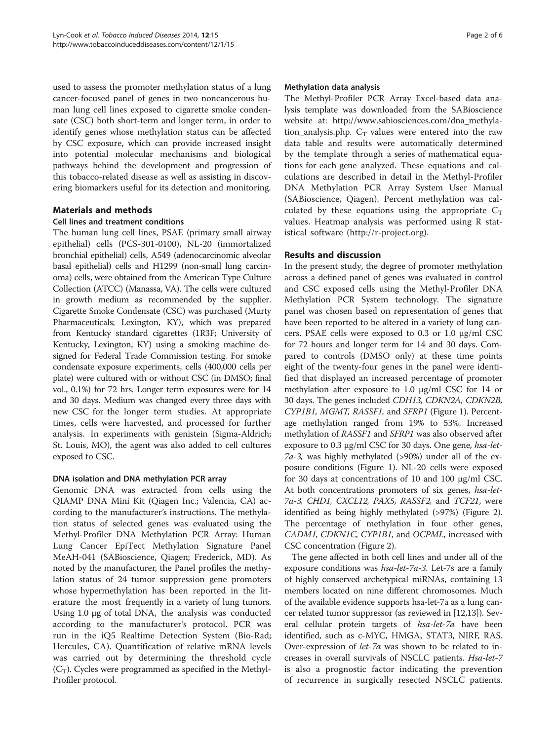used to assess the promoter methylation status of a lung cancer-focused panel of genes in two noncancerous human lung cell lines exposed to cigarette smoke condensate (CSC) both short-term and longer term, in order to identify genes whose methylation status can be affected by CSC exposure, which can provide increased insight into potential molecular mechanisms and biological pathways behind the development and progression of this tobacco-related disease as well as assisting in discovering biomarkers useful for its detection and monitoring.

## Materials and methods

### Cell lines and treatment conditions

The human lung cell lines, PSAE (primary small airway epithelial) cells (PCS-301-0100), NL-20 (immortalized bronchial epithelial) cells, A549 (adenocarcinomic alveolar basal epithelial) cells and H1299 (non-small lung carcinoma) cells, were obtained from the American Type Culture Collection (ATCC) (Manassa, VA). The cells were cultured in growth medium as recommended by the supplier. Cigarette Smoke Condensate (CSC) was purchased (Murty Pharmaceuticals; Lexington, KY), which was prepared from Kentucky standard cigarettes (1R3F; University of Kentucky, Lexington, KY) using a smoking machine designed for Federal Trade Commission testing. For smoke condensate exposure experiments, cells (400,000 cells per plate) were cultured with or without CSC (in DMSO; final vol., 0.1%) for 72 hrs. Longer term exposures were for 14 and 30 days. Medium was changed every three days with new CSC for the longer term studies. At appropriate times, cells were harvested, and processed for further analysis. In experiments with genistein (Sigma-Aldrich; St. Louis, MO), the agent was also added to cell cultures exposed to CSC.

### DNA isolation and DNA methylation PCR array

Genomic DNA was extracted from cells using the QIAMP DNA Mini Kit (Qiagen Inc.; Valencia, CA) according to the manufacturer's instructions. The methylation status of selected genes was evaluated using the Methyl-Profiler DNA Methylation PCR Array: Human Lung Cancer EpiTect Methylation Signature Panel MeAH-041 (SABioscience, Qiagen; Frederick, MD). As noted by the manufacturer, the Panel profiles the methylation status of 24 tumor suppression gene promoters whose hypermethylation has been reported in the literature the most frequently in a variety of lung tumors. Using 1.0 μg of total DNA, the analysis was conducted according to the manufacturer's protocol. PCR was run in the iQ5 Realtime Detection System (Bio-Rad; Hercules, CA). Quantification of relative mRNA levels was carried out by determining the threshold cycle ($C_T$). Cycles were programmed as specified in the Methyl-Profiler protocol.

### Methylation data analysis

The Methyl-Profiler PCR Array Excel-based data analysis template was downloaded from the SABioscience website at: http://www.sabiosciences.com/dna_methylation_analysis.php. $C_T$ values were entered into the raw data table and results were automatically determined by the template through a series of mathematical equations for each gene analyzed. These equations and calculations are described in detail in the Methyl-Profiler DNA Methylation PCR Array System User Manual (SABioscience, Qiagen). Percent methylation was calculated by these equations using the appropriate $C_T$ values. Heatmap analysis was performed using R statistical software (http://r-project.org).

## Results and discussion

In the present study, the degree of promoter methylation across a defined panel of genes was evaluated in control and CSC exposed cells using the Methyl-Profiler DNA Methylation PCR System technology. The signature panel was chosen based on representation of genes that have been reported to be altered in a variety of lung cancers. PSAE cells were exposed to 0.3 or 1.0 μg/ml CSC for 72 hours and longer term for 14 and 30 days. Compared to controls (DMSO only) at these time points eight of the twenty-four genes in the panel were identified that displayed an increased percentage of promoter methylation after exposure to 1.0 μg/ml CSC for 14 or 30 days. The genes included *CDH13, CDKN2A, CDKN2B, CYP1B1, MGMT, RASSF1,* and *SFRP1* (Figure 1). Percentage methylation ranged from 19% to 53%. Increased methylation of *RASSF1* and *SFRP1* was also observed after exposure to 0.3 μg/ml CSC for 30 days. One gene, *hsa-let-7a-3*, was highly methylated (>90%) under all of the exposure conditions (Figure 1). NL-20 cells were exposed for 30 days at concentrations of 10 and 100 μg/ml CSC. At both concentrations promoters of six genes, *hsa-let-7a-3, CHD1, CXCL12, PAX5, RASSF2,* and *TCF21*, were identified as being highly methylated (>97%) (Figure 2). The percentage of methylation in four other genes, *CADM1, CDKN1C, CYP1B1,* and *OCPML*, increased with CSC concentration (Figure 2).

The gene affected in both cell lines and under all of the exposure conditions was *hsa-let-7a-3*. Let-7s are a family of highly conserved archetypical miRNAs, containing 13 members located on nine different chromosomes. Much of the available evidence supports hsa-let-7a as a lung cancer related tumor suppressor (as reviewed in [12,13]). Several cellular protein targets of *hsa-let-7a* have been identified, such as c-MYC, HMGA, STAT3, NIRF, RAS. Over-expression of *let-7a* was shown to be related to increases in overall survivals of NSCLC patients. *Hsa-let-7* is also a prognostic factor indicating the prevention of recurrence in surgically resected NSCLC patients.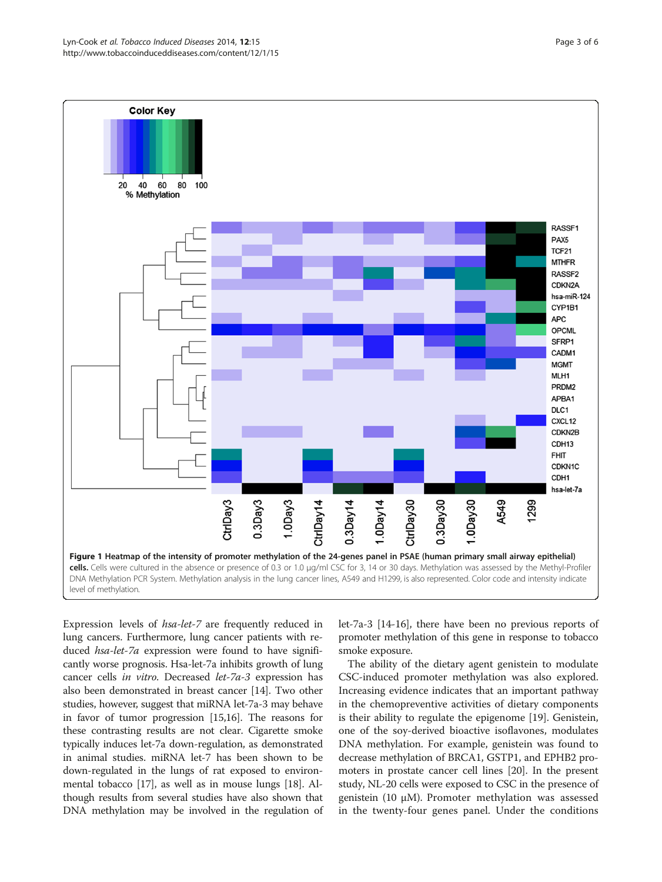**Figure 1 Heatmap of the intensity of promoter methylation of the 24-genes panel in PSAE (human primary small airway epithelial) cells.** Cells were cultured in the absence or presence of 0.3 or 1.0 μg/ml CSC for 3, 14 or 30 days. Methylation was assessed by the Methyl-Profiler DNA Methylation PCR System. Methylation analysis in the lung cancer lines, A549 and H1299, is also represented. Color code and intensity indicate level of methylation.

Expression levels of *hsa-let-7* are frequently reduced in lung cancers. Furthermore, lung cancer patients with reduced *hsa-let-7a* expression were found to have significantly worse prognosis. Hsa-let-7a inhibits growth of lung cancer cells *in vitro*. Decreased *let-7a-3* expression has also been demonstrated in breast cancer [14]. Two other studies, however, suggest that miRNA let-7a-3 may behave in favor of tumor progression [15,16]. The reasons for these contrasting results are not clear. Cigarette smoke typically induces let-7a down-regulation, as demonstrated in animal studies. miRNA let-7 has been shown to be down-regulated in the lungs of rat exposed to environmental tobacco [17], as well as in mouse lungs [18]. Although results from several studies have also shown that DNA methylation may be involved in the regulation of let-7a-3 [14-16], there have been no previous reports of promoter methylation of this gene in response to tobacco smoke exposure.

The ability of the dietary agent genistein to modulate CSC-induced promoter methylation was also explored. Increasing evidence indicates that an important pathway in the chemopreventive activities of dietary components is their ability to regulate the epigenome [19]. Genistein, one of the soy-derived bioactive isoflavones, modulates DNA methylation. For example, genistein was found to decrease methylation of BRCA1, GSTP1, and EPHB2 promoters in prostate cancer cell lines [20]. In the present study, NL-20 cells were exposed to CSC in the presence of genistein (10 μM). Promoter methylation was assessed in the twenty-four genes panel. Under the conditions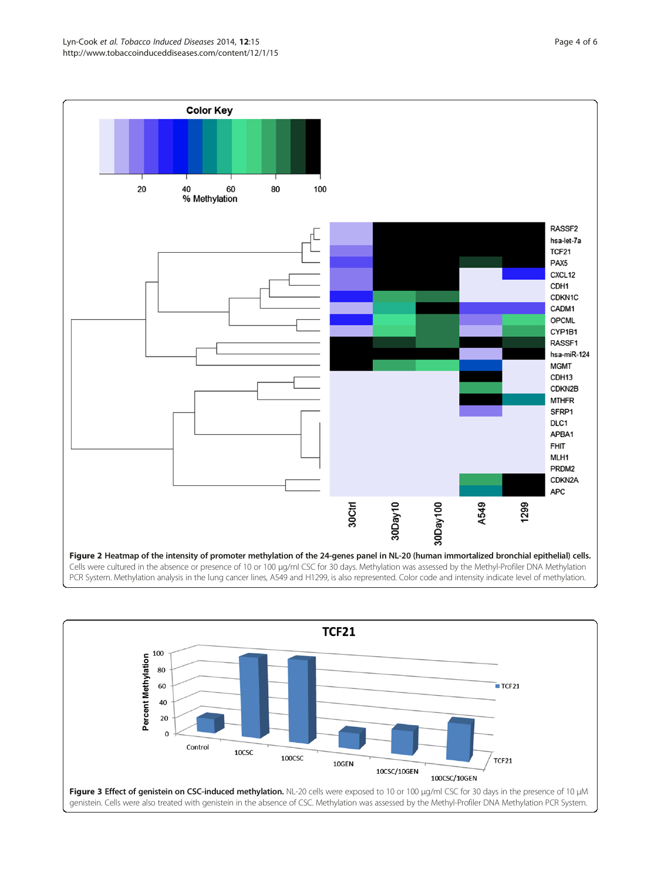**Figure 2 Heatmap of the intensity of promoter methylation of the 24-genes panel in NL-20 (human immortalized bronchial epithelial) cells.** Cells were cultured in the absence or presence of 10 or 100 μg/ml CSC for 30 days. Methylation was assessed by the Methyl-Profiler DNA Methylation PCR System. Methylation analysis in the lung cancer lines, A549 and H1299, is also represented. Color code and intensity indicate level of methylation.

**Figure 3 Effect of genistein on CSC-induced methylation.** NL-20 cells were exposed to 10 or 100 μg/ml CSC for 30 days in the presence of 10 μM genistein. Cells were also treated with genistein in the absence of CSC. Methylation was assessed by the Methyl-Profiler DNA Methylation PCR System.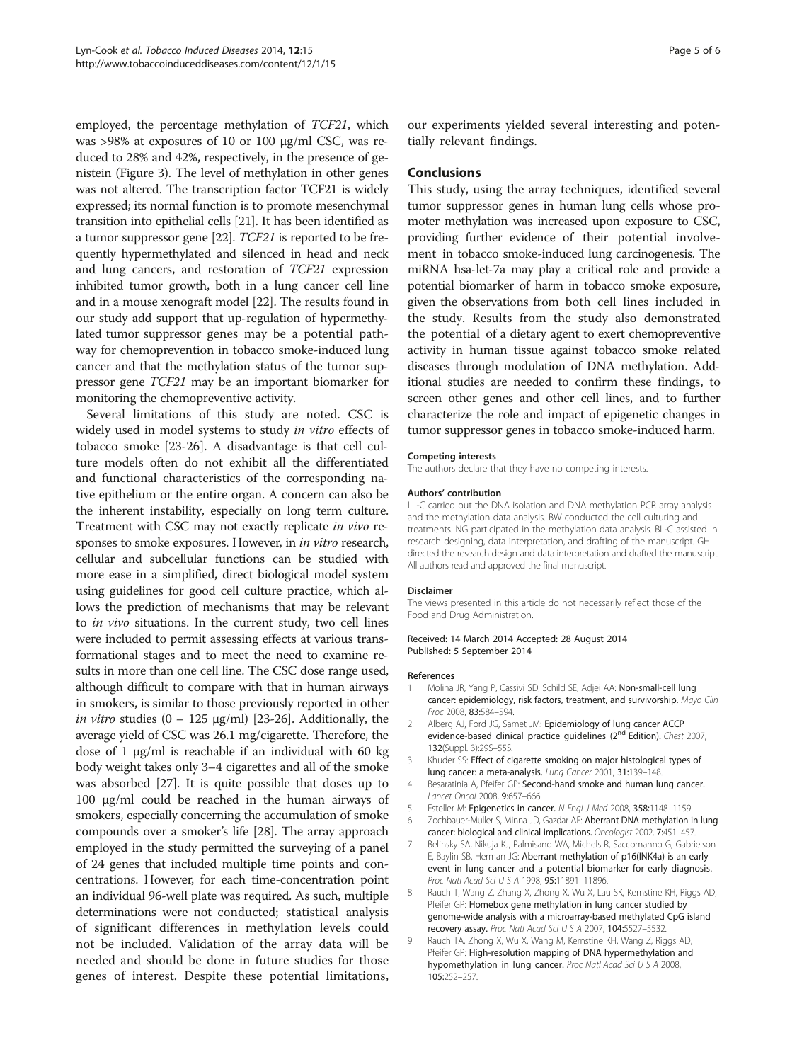employed, the percentage methylation of *TCF21*, which was >98% at exposures of 10 or 100 μg/ml CSC, was reduced to 28% and 42%, respectively, in the presence of genistein (Figure 3). The level of methylation in other genes was not altered. The transcription factor TCF21 is widely expressed; its normal function is to promote mesenchymal transition into epithelial cells [21]. It has been identified as a tumor suppressor gene [22]. *TCF21* is reported to be frequently hypermethylated and silenced in head and neck and lung cancers, and restoration of *TCF21* expression inhibited tumor growth, both in a lung cancer cell line and in a mouse xenograft model [22]. The results found in our study add support that up-regulation of hypermethylated tumor suppressor genes may be a potential pathway for chemoprevention in tobacco smoke-induced lung cancer and that the methylation status of the tumor suppressor gene *TCF21* may be an important biomarker for monitoring the chemopreventive activity.

Several limitations of this study are noted. CSC is widely used in model systems to study *in vitro* effects of tobacco smoke [23-26]. A disadvantage is that cell culture models often do not exhibit all the differentiated and functional characteristics of the corresponding native epithelium or the entire organ. A concern can also be the inherent instability, especially on long term culture. Treatment with CSC may not exactly replicate *in vivo* responses to smoke exposures. However, in *in vitro* research, cellular and subcellular functions can be studied with more ease in a simplified, direct biological model system using guidelines for good cell culture practice, which allows the prediction of mechanisms that may be relevant to *in vivo* situations. In the current study, two cell lines were included to permit assessing effects at various transformational stages and to meet the need to examine results in more than one cell line. The CSC dose range used, although difficult to compare with that in human airways in smokers, is similar to those previously reported in other *in vitro* studies (0 – 125 μg/ml) [23-26]. Additionally, the average yield of CSC was 26.1 mg/cigarette. Therefore, the dose of 1 μg/ml is reachable if an individual with 60 kg body weight takes only 3–4 cigarettes and all of the smoke was absorbed [27]. It is quite possible that doses up to 100 μg/ml could be reached in the human airways of smokers, especially concerning the accumulation of smoke compounds over a smoker's life [28]. The array approach employed in the study permitted the surveying of a panel of 24 genes that included multiple time points and concentrations. However, for each time-concentration point an individual 96-well plate was required. As such, multiple determinations were not conducted; statistical analysis of significant differences in methylation levels could not be included. Validation of the array data will be needed and should be done in future studies for those genes of interest. Despite these potential limitations, our experiments yielded several interesting and potentially relevant findings.

## Conclusions

This study, using the array techniques, identified several tumor suppressor genes in human lung cells whose promoter methylation was increased upon exposure to CSC, providing further evidence of their potential involvement in tobacco smoke-induced lung carcinogenesis. The miRNA hsa-let-7a may play a critical role and provide a potential biomarker of harm in tobacco smoke exposure, given the observations from both cell lines included in the study. Results from the study also demonstrated the potential of a dietary agent to exert chemopreventive activity in human tissue against tobacco smoke related diseases through modulation of DNA methylation. Additional studies are needed to confirm these findings, to screen other genes and other cell lines, and to further characterize the role and impact of epigenetic changes in tumor suppressor genes in tobacco smoke-induced harm.

#### Competing interests

The authors declare that they have no competing interests.

#### Authors' contribution

LL-C carried out the DNA isolation and DNA methylation PCR array analysis and the methylation data analysis. BW conducted the cell culturing and treatments. NG participated in the methylation data analysis. BL-C assisted in research designing, data interpretation, and drafting of the manuscript. GH directed the research design and data interpretation and drafted the manuscript. All authors read and approved the final manuscript.

#### Disclaimer

The views presented in this article do not necessarily reflect those of the Food and Drug Administration.

Received: 14 March 2014 Accepted: 28 August 2014
Published: 5 September 2014

#### References

1. Molina JR, Yang P, Cassivi SD, Schild SE, Adjei AA: **Non-small-cell lung cancer: epidemiology, risk factors, treatment, and survivorship.** *Mayo Clin Proc* 2008, **83:**584–594.
2. Alberg AJ, Ford JG, Samet JM: **Epidemiology of lung cancer ACCP evidence-based clinical practice guidelines (2nd Edition).** *Chest* 2007, **132**(Suppl. 3):29S–55S.
3. Khuder SS: **Effect of cigarette smoking on major histological types of lung cancer: a meta-analysis.** *Lung Cancer* 2001, **31:**139–148.
4. Besaratinia A, Pfeifer GP: **Second-hand smoke and human lung cancer.** *Lancet Oncol* 2008, **9:**657–666.
5. Esteller M: **Epigenetics in cancer.** *N Engl J Med* 2008, **358:**1148–1159.
6. Zochbauer-Muller S, Minna JD, Gazdar AF: **Aberrant DNA methylation in lung cancer: biological and clinical implications.** *Oncologist* 2002, **7:**451–457.
7. Belinsky SA, Nikuja KJ, Palmisano WA, Michels R, Saccomanno G, Gabrielson E, Baylin SB, Herman JG: **Aberrant methylation of p16(INK4a) is an early event in lung cancer and a potential biomarker for early diagnosis.** *Proc Natl Acad Sci U S A* 1998, **95:**11891–11896.
8. Rauch T, Wang Z, Zhang X, Zhong X, Wu X, Lau SK, Kernstine KH, Riggs AD, Pfeifer GP: **Homebox gene methylation in lung cancer studied by genome-wide analysis with a microarray-based methylated CpG island recovery assay.** *Proc Natl Acad Sci U S A* 2007, **104:**5527–5532.
9. Rauch TA, Zhong X, Wu X, Wang M, Kernstine KH, Wang Z, Riggs AD, Pfeifer GP: **High-resolution mapping of DNA hypermethylation and hypomethylation in lung cancer.** *Proc Natl Acad Sci U S A* 2008, **105:**252–257.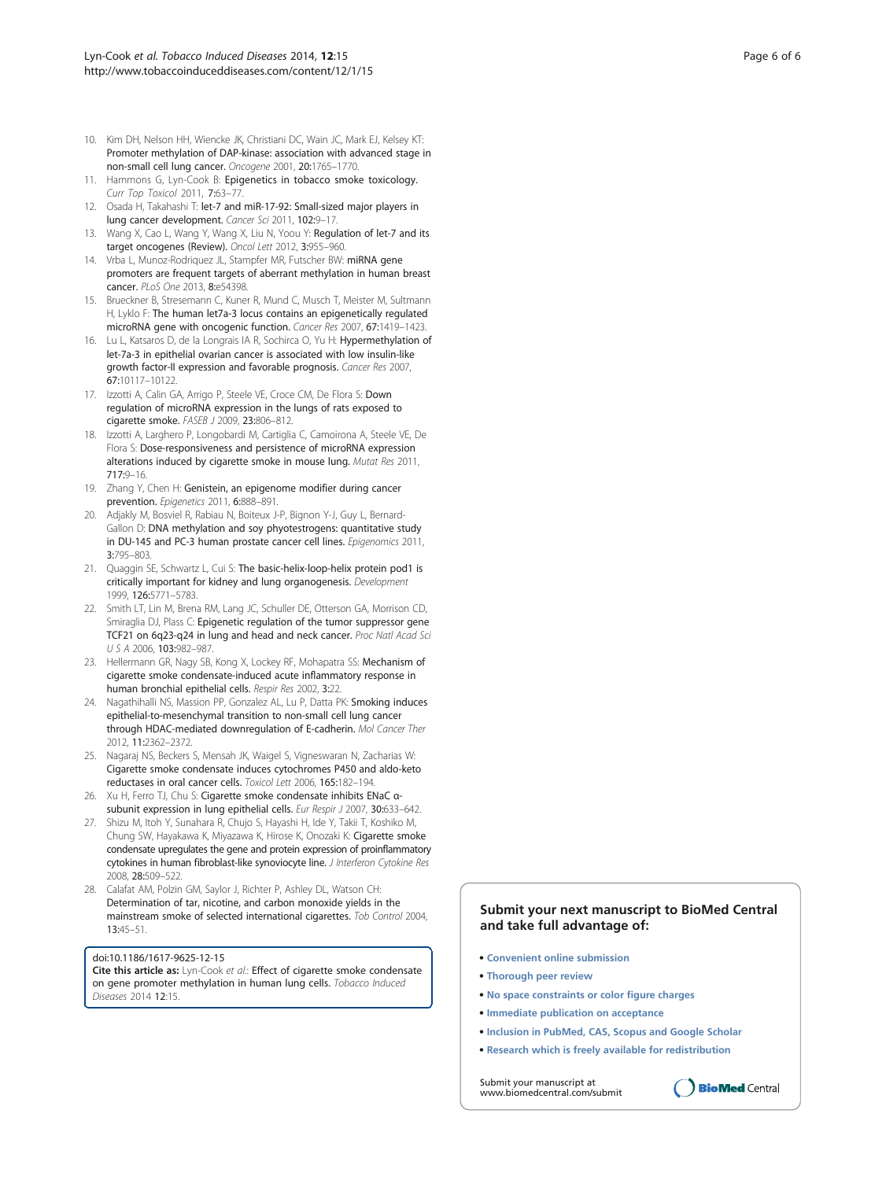10. Kim DH, Nelson HH, Wiencke JK, Christiani DC, Wain JC, Mark EJ, Kelsey KT: **Promoter methylation of DAP-kinase: association with advanced stage in non-small cell lung cancer.** *Oncogene* 2001, **20:**1765–1770.
11. Hammons G, Lyn-Cook B: **Epigenetics in tobacco smoke toxicology.** *Curr Top Toxicol* 2011, **7:**63–77.
12. Osada H, Takahashi T: **let-7 and miR-17-92: Small-sized major players in lung cancer development.** *Cancer Sci* 2011, **102:**9–17.
13. Wang X, Cao L, Wang Y, Wang X, Liu N, Yoou Y: **Regulation of let-7 and its target oncogenes (Review).** *Oncol Lett* 2012, **3:**955–960.
14. Vrba L, Munoz-Rodriquez JL, Stampfer MR, Futscher BW: **miRNA gene promoters are frequent targets of aberrant methylation in human breast cancer.** *PLoS One* 2013, **8:**e54398.
15. Brueckner B, Stresemann C, Kuner R, Mund C, Musch T, Meister M, Sultmann H, Lyklo F: **The human let7a-3 locus contains an epigenetically regulated microRNA gene with oncogenic function.** *Cancer Res* 2007, **67:**1419–1423.
16. Lu L, Katsaros D, de la Longrais IA R, Sochirca O, Yu H: **Hypermethylation of let-7a-3 in epithelial ovarian cancer is associated with low insulin-like growth factor-II expression and favorable prognosis.** *Cancer Res* 2007, **67:**10117–10122.
17. Izzotti A, Calin GA, Arrigo P, Steele VE, Croce CM, De Flora S: **Down regulation of microRNA expression in the lungs of rats exposed to cigarette smoke.** *FASEB J* 2009, **23:**806–812.
18. Izzotti A, Larghero P, Longobardi M, Cartiglia C, Camoirona A, Steele VE, De Flora S: **Dose-responsiveness and persistence of microRNA expression alterations induced by cigarette smoke in mouse lung.** *Mutat Res* 2011, **717:**9–16.
19. Zhang Y, Chen H: **Genistein, an epigenome modifier during cancer prevention.** *Epigenetics* 2011, **6:**888–891.
20. Adjakly M, Bosviel R, Rabiau N, Boiteux J-P, Bignon Y-J, Guy L, Bernard-Gallon D: **DNA methylation and soy phyotestrogens: quantitative study in DU-145 and PC-3 human prostate cancer cell lines.** *Epigenomics* 2011, **3:**795–803.
21. Quaggin SE, Schwartz L, Cui S: **The basic-helix-loop-helix protein pod1 is critically important for kidney and lung organogenesis.** *Development* 1999, **126:**5771–5783.
22. Smith LT, Lin M, Brena RM, Lang JC, Schuller DE, Otterson GA, Morrison CD, Smiraglia DJ, Plass C: **Epigenetic regulation of the tumor suppressor gene TCF21 on 6q23-q24 in lung and head and neck cancer.** *Proc Natl Acad Sci U S A* 2006, **103:**982–987.
23. Hellermann GR, Nagy SB, Kong X, Lockey RF, Mohapatra SS: **Mechanism of cigarette smoke condensate-induced acute inflammatory response in human bronchial epithelial cells.** *Respir Res* 2002, **3:**22.
24. Nagathihalli NS, Massion PP, Gonzalez AL, Lu P, Datta PK: **Smoking induces epithelial-to-mesenchymal transition to non-small cell lung cancer through HDAC-mediated downregulation of E-cadherin.** *Mol Cancer Ther* 2012, **11:**2362–2372.
25. Nagaraj NS, Beckers S, Mensah JK, Waigel S, Vigneswaran N, Zacharias W: **Cigarette smoke condensate induces cytochromes P450 and aldo-keto reductases in oral cancer cells.** *Toxicol Lett* 2006, **165:**182–194.
26. Xu H, Ferro TJ, Chu S: **Cigarette smoke condensate inhibits ENaC α-subunit expression in lung epithelial cells.** *Eur Respir J* 2007, **30:**633–642.
27. Shizu M, Itoh Y, Sunahara R, Chujo S, Hayashi H, Ide Y, Takii T, Koshiko M, Chung SW, Hayakawa K, Miyazawa K, Hirose K, Onozaki K: **Cigarette smoke condensate upregulates the gene and protein expression of proinflammatory cytokines in human fibroblast-like synoviocyte line.** *J Interferon Cytokine Res* 2008, **28:**509–522.
28. Calafat AM, Polzin GM, Saylor J, Richter P, Ashley DL, Watson CH: **Determination of tar, nicotine, and carbon monoxide yields in the mainstream smoke of selected international cigarettes.** *Tob Control* 2004, **13:**45–51.

doi:10.1186/1617-9625-12-15

**Cite this article as:** Lyn-Cook *et al.*: Effect of cigarette smoke condensate on gene promoter methylation in human lung cells. *Tobacco Induced Diseases* 2014 **12**:15.

**Submit your next manuscript to BioMed Central and take full advantage of:**

- **Convenient online submission**
- **Thorough peer review**
- **No space constraints or color figure charges**
- **Immediate publication on acceptance**
- **Inclusion in PubMed, CAS, Scopus and Google Scholar**
- **Research which is freely available for redistribution**

Submit your manuscript at
www.biomedcentral.com/submit

BioMed Central